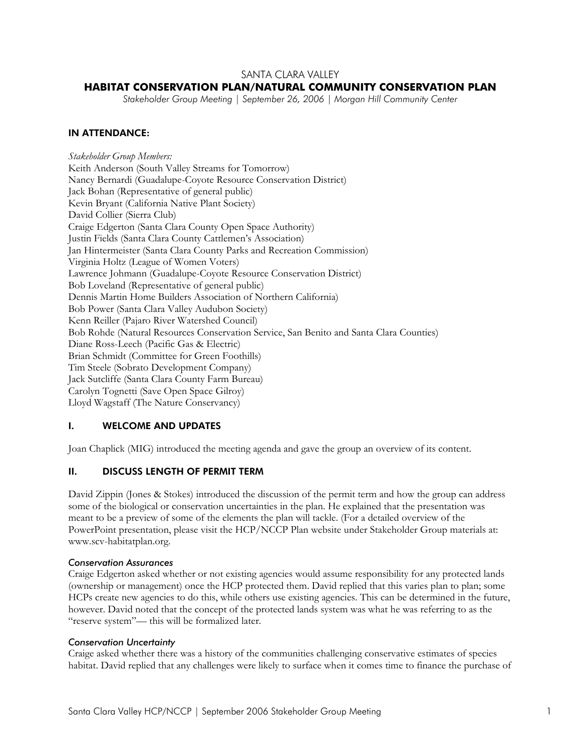# SANTA CLARA VALLEY
## HABITAT CONSERVATION PLAN/NATURAL COMMUNITY CONSERVATION PLAN

*Stakeholder Group Meeting | September 26, 2006 | Morgan Hill Community Center*

### IN ATTENDANCE:

*Stakeholder Group Members:*
Keith Anderson (South Valley Streams for Tomorrow)
Nancy Bernardi (Guadalupe-Coyote Resource Conservation District)
Jack Bohan (Representative of general public)
Kevin Bryant (California Native Plant Society)
David Collier (Sierra Club)
Craige Edgerton (Santa Clara County Open Space Authority)
Justin Fields (Santa Clara County Cattlemen's Association)
Jan Hintermeister (Santa Clara County Parks and Recreation Commission)
Virginia Holtz (League of Women Voters)
Lawrence Johmann (Guadalupe-Coyote Resource Conservation District)
Bob Loveland (Representative of general public)
Dennis Martin Home Builders Association of Northern California)
Bob Power (Santa Clara Valley Audubon Society)
Kenn Reiller (Pajaro River Watershed Council)
Bob Rohde (Natural Resources Conservation Service, San Benito and Santa Clara Counties)
Diane Ross-Leech (Pacific Gas & Electric)
Brian Schmidt (Committee for Green Foothills)
Tim Steele (Sobrato Development Company)
Jack Sutcliffe (Santa Clara County Farm Bureau)
Carolyn Tognetti (Save Open Space Gilroy)
Lloyd Wagstaff (The Nature Conservancy)

### I. WELCOME AND UPDATES

Joan Chaplick (MIG) introduced the meeting agenda and gave the group an overview of its content.

### II. DISCUSS LENGTH OF PERMIT TERM

David Zippin (Jones & Stokes) introduced the discussion of the permit term and how the group can address some of the biological or conservation uncertainties in the plan. He explained that the presentation was meant to be a preview of some of the elements the plan will tackle. (For a detailed overview of the PowerPoint presentation, please visit the HCP/NCCP Plan website under Stakeholder Group materials at: www.scv-habitatplan.org.

#### *Conservation Assurances*

Craige Edgerton asked whether or not existing agencies would assume responsibility for any protected lands (ownership or management) once the HCP protected them. David replied that this varies plan to plan; some HCPs create new agencies to do this, while others use existing agencies. This can be determined in the future, however. David noted that the concept of the protected lands system was what he was referring to as the "reserve system"— this will be formalized later.

#### *Conservation Uncertainty*

Craige asked whether there was a history of the communities challenging conservative estimates of species habitat. David replied that any challenges were likely to surface when it comes time to finance the purchase of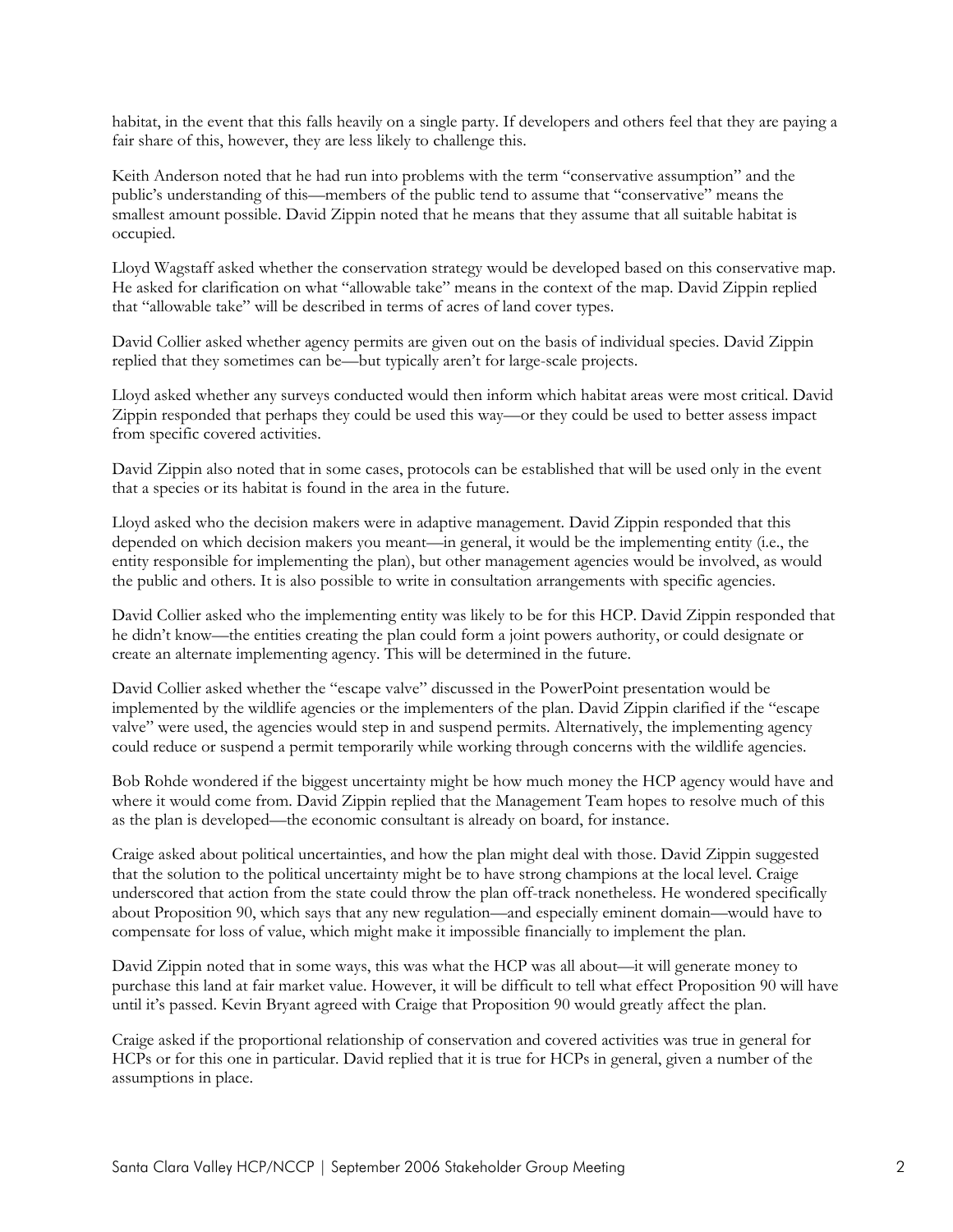habitat, in the event that this falls heavily on a single party. If developers and others feel that they are paying a fair share of this, however, they are less likely to challenge this.

Keith Anderson noted that he had run into problems with the term "conservative assumption" and the public's understanding of this—members of the public tend to assume that "conservative" means the smallest amount possible. David Zippin noted that he means that they assume that all suitable habitat is occupied.

Lloyd Wagstaff asked whether the conservation strategy would be developed based on this conservative map. He asked for clarification on what "allowable take" means in the context of the map. David Zippin replied that "allowable take" will be described in terms of acres of land cover types.

David Collier asked whether agency permits are given out on the basis of individual species. David Zippin replied that they sometimes can be—but typically aren't for large-scale projects.

Lloyd asked whether any surveys conducted would then inform which habitat areas were most critical. David Zippin responded that perhaps they could be used this way—or they could be used to better assess impact from specific covered activities.

David Zippin also noted that in some cases, protocols can be established that will be used only in the event that a species or its habitat is found in the area in the future.

Lloyd asked who the decision makers were in adaptive management. David Zippin responded that this depended on which decision makers you meant—in general, it would be the implementing entity (i.e., the entity responsible for implementing the plan), but other management agencies would be involved, as would the public and others. It is also possible to write in consultation arrangements with specific agencies.

David Collier asked who the implementing entity was likely to be for this HCP. David Zippin responded that he didn't know—the entities creating the plan could form a joint powers authority, or could designate or create an alternate implementing agency. This will be determined in the future.

David Collier asked whether the "escape valve" discussed in the PowerPoint presentation would be implemented by the wildlife agencies or the implementers of the plan. David Zippin clarified if the "escape valve" were used, the agencies would step in and suspend permits. Alternatively, the implementing agency could reduce or suspend a permit temporarily while working through concerns with the wildlife agencies.

Bob Rohde wondered if the biggest uncertainty might be how much money the HCP agency would have and where it would come from. David Zippin replied that the Management Team hopes to resolve much of this as the plan is developed—the economic consultant is already on board, for instance.

Craige asked about political uncertainties, and how the plan might deal with those. David Zippin suggested that the solution to the political uncertainty might be to have strong champions at the local level. Craige underscored that action from the state could throw the plan off-track nonetheless. He wondered specifically about Proposition 90, which says that any new regulation—and especially eminent domain—would have to compensate for loss of value, which might make it impossible financially to implement the plan.

David Zippin noted that in some ways, this was what the HCP was all about—it will generate money to purchase this land at fair market value. However, it will be difficult to tell what effect Proposition 90 will have until it's passed. Kevin Bryant agreed with Craige that Proposition 90 would greatly affect the plan.

Craige asked if the proportional relationship of conservation and covered activities was true in general for HCPs or for this one in particular. David replied that it is true for HCPs in general, given a number of the assumptions in place.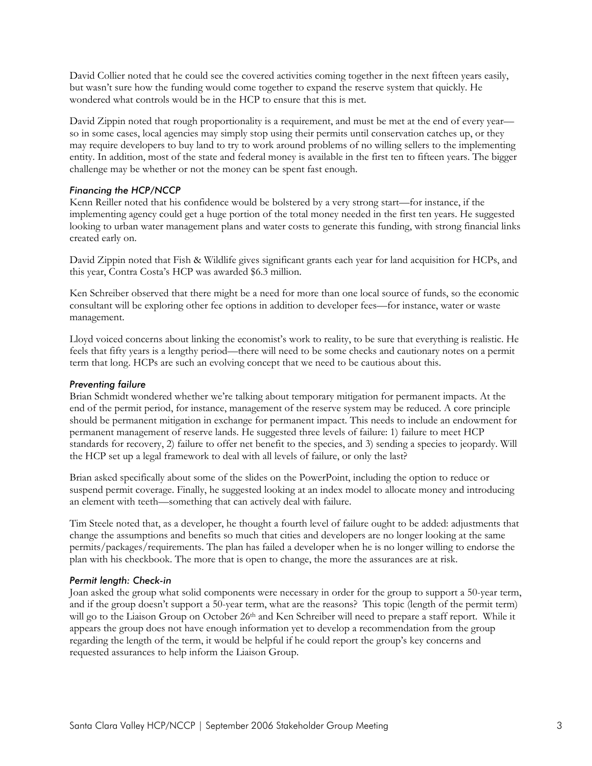David Collier noted that he could see the covered activities coming together in the next fifteen years easily, but wasn't sure how the funding would come together to expand the reserve system that quickly. He wondered what controls would be in the HCP to ensure that this is met.

David Zippin noted that rough proportionality is a requirement, and must be met at the end of every year—so in some cases, local agencies may simply stop using their permits until conservation catches up, or they may require developers to buy land to try to work around problems of no willing sellers to the implementing entity. In addition, most of the state and federal money is available in the first ten to fifteen years. The bigger challenge may be whether or not the money can be spent fast enough.

### *Financing the HCP/NCCP*

Kenn Reiller noted that his confidence would be bolstered by a very strong start—for instance, if the implementing agency could get a huge portion of the total money needed in the first ten years. He suggested looking to urban water management plans and water costs to generate this funding, with strong financial links created early on.

David Zippin noted that Fish & Wildlife gives significant grants each year for land acquisition for HCPs, and this year, Contra Costa's HCP was awarded $6.3 million.

Ken Schreiber observed that there might be a need for more than one local source of funds, so the economic consultant will be exploring other fee options in addition to developer fees—for instance, water or waste management.

Lloyd voiced concerns about linking the economist's work to reality, to be sure that everything is realistic. He feels that fifty years is a lengthy period—there will need to be some checks and cautionary notes on a permit term that long. HCPs are such an evolving concept that we need to be cautious about this.

### *Preventing failure*

Brian Schmidt wondered whether we're talking about temporary mitigation for permanent impacts. At the end of the permit period, for instance, management of the reserve system may be reduced. A core principle should be permanent mitigation in exchange for permanent impact. This needs to include an endowment for permanent management of reserve lands. He suggested three levels of failure: 1) failure to meet HCP standards for recovery, 2) failure to offer net benefit to the species, and 3) sending a species to jeopardy. Will the HCP set up a legal framework to deal with all levels of failure, or only the last?

Brian asked specifically about some of the slides on the PowerPoint, including the option to reduce or suspend permit coverage. Finally, he suggested looking at an index model to allocate money and introducing an element with teeth—something that can actively deal with failure.

Tim Steele noted that, as a developer, he thought a fourth level of failure ought to be added: adjustments that change the assumptions and benefits so much that cities and developers are no longer looking at the same permits/packages/requirements. The plan has failed a developer when he is no longer willing to endorse the plan with his checkbook. The more that is open to change, the more the assurances are at risk.

### *Permit length: Check-in*

Joan asked the group what solid components were necessary in order for the group to support a 50-year term, and if the group doesn't support a 50-year term, what are the reasons? This topic (length of the permit term) will go to the Liaison Group on October 26th and Ken Schreiber will need to prepare a staff report. While it appears the group does not have enough information yet to develop a recommendation from the group regarding the length of the term, it would be helpful if he could report the group's key concerns and requested assurances to help inform the Liaison Group.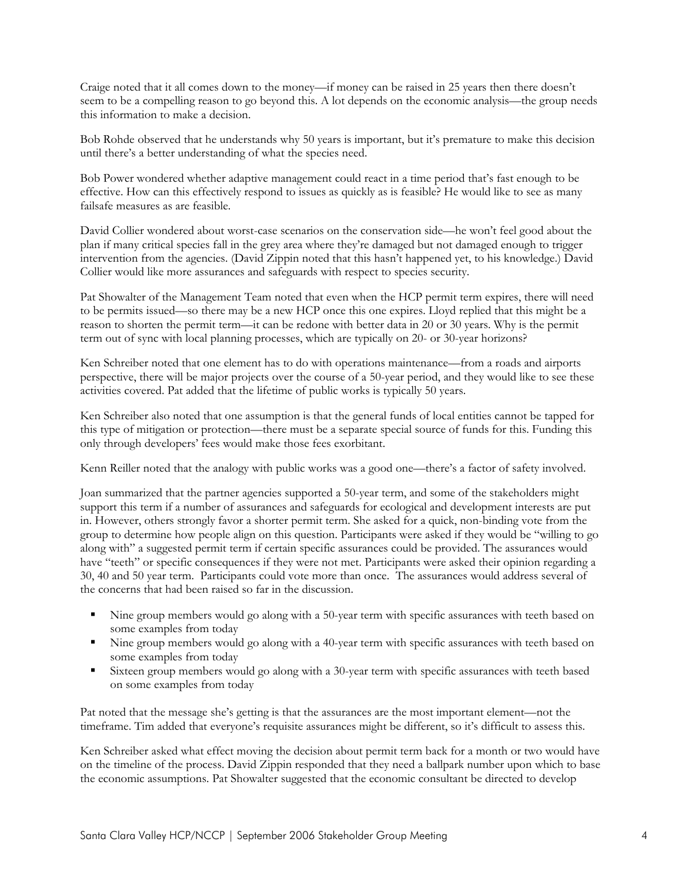Craige noted that it all comes down to the money—if money can be raised in 25 years then there doesn't seem to be a compelling reason to go beyond this. A lot depends on the economic analysis—the group needs this information to make a decision.

Bob Rohde observed that he understands why 50 years is important, but it's premature to make this decision until there's a better understanding of what the species need.

Bob Power wondered whether adaptive management could react in a time period that's fast enough to be effective. How can this effectively respond to issues as quickly as is feasible? He would like to see as many failsafe measures as are feasible.

David Collier wondered about worst-case scenarios on the conservation side—he won't feel good about the plan if many critical species fall in the grey area where they're damaged but not damaged enough to trigger intervention from the agencies. (David Zippin noted that this hasn't happened yet, to his knowledge.) David Collier would like more assurances and safeguards with respect to species security.

Pat Showalter of the Management Team noted that even when the HCP permit term expires, there will need to be permits issued—so there may be a new HCP once this one expires. Lloyd replied that this might be a reason to shorten the permit term—it can be redone with better data in 20 or 30 years. Why is the permit term out of sync with local planning processes, which are typically on 20- or 30-year horizons?

Ken Schreiber noted that one element has to do with operations maintenance—from a roads and airports perspective, there will be major projects over the course of a 50-year period, and they would like to see these activities covered. Pat added that the lifetime of public works is typically 50 years.

Ken Schreiber also noted that one assumption is that the general funds of local entities cannot be tapped for this type of mitigation or protection—there must be a separate special source of funds for this. Funding this only through developers' fees would make those fees exorbitant.

Kenn Reiller noted that the analogy with public works was a good one—there's a factor of safety involved.

Joan summarized that the partner agencies supported a 50-year term, and some of the stakeholders might support this term if a number of assurances and safeguards for ecological and development interests are put in. However, others strongly favor a shorter permit term. She asked for a quick, non-binding vote from the group to determine how people align on this question. Participants were asked if they would be "willing to go along with" a suggested permit term if certain specific assurances could be provided. The assurances would have "teeth" or specific consequences if they were not met. Participants were asked their opinion regarding a 30, 40 and 50 year term. Participants could vote more than once. The assurances would address several of the concerns that had been raised so far in the discussion.

- Nine group members would go along with a 50-year term with specific assurances with teeth based on some examples from today
- Nine group members would go along with a 40-year term with specific assurances with teeth based on some examples from today
- Sixteen group members would go along with a 30-year term with specific assurances with teeth based on some examples from today

Pat noted that the message she's getting is that the assurances are the most important element—not the timeframe. Tim added that everyone's requisite assurances might be different, so it's difficult to assess this.

Ken Schreiber asked what effect moving the decision about permit term back for a month or two would have on the timeline of the process. David Zippin responded that they need a ballpark number upon which to base the economic assumptions. Pat Showalter suggested that the economic consultant be directed to develop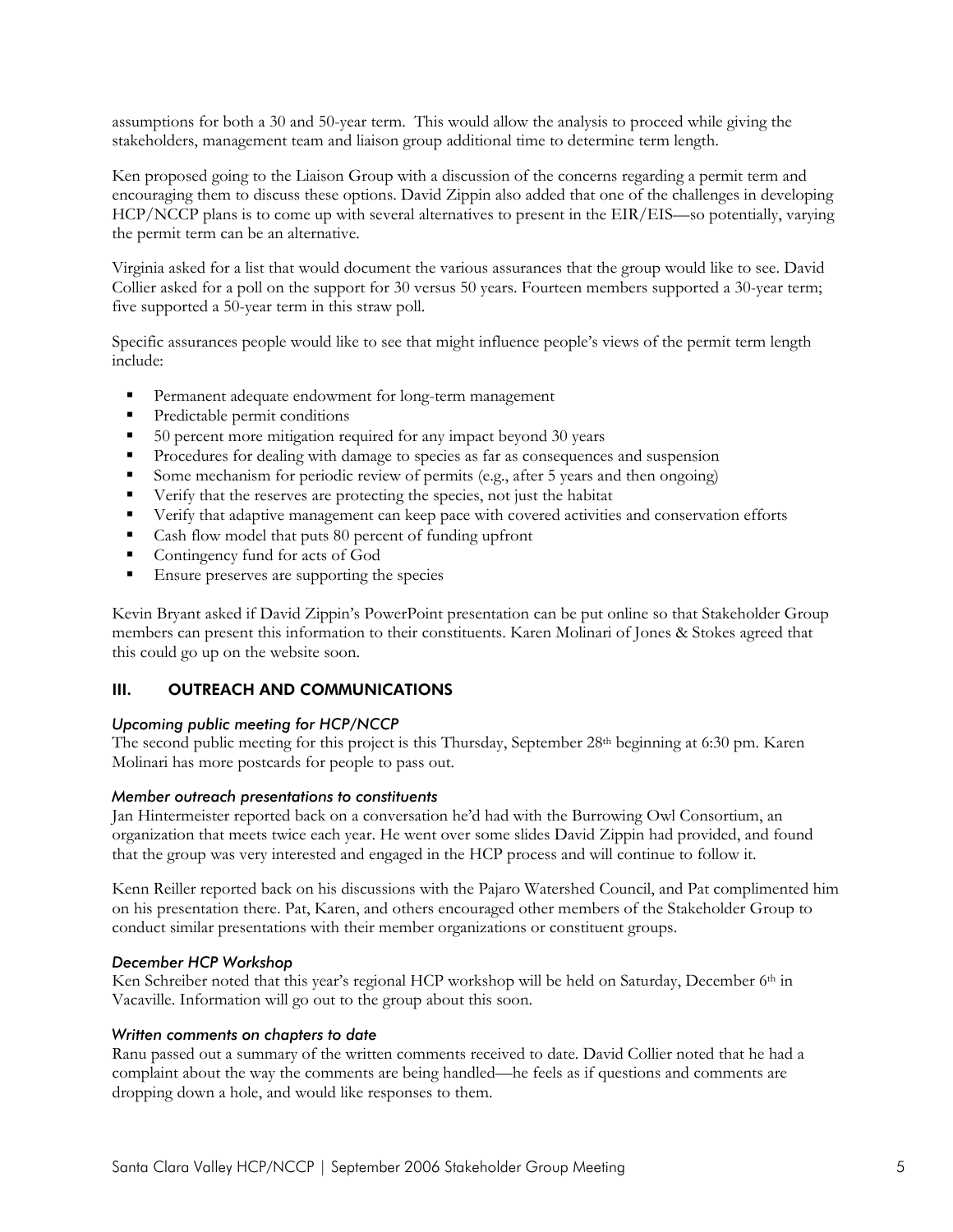assumptions for both a 30 and 50-year term. This would allow the analysis to proceed while giving the stakeholders, management team and liaison group additional time to determine term length.

Ken proposed going to the Liaison Group with a discussion of the concerns regarding a permit term and encouraging them to discuss these options. David Zippin also added that one of the challenges in developing HCP/NCCP plans is to come up with several alternatives to present in the EIR/EIS—so potentially, varying the permit term can be an alternative.

Virginia asked for a list that would document the various assurances that the group would like to see. David Collier asked for a poll on the support for 30 versus 50 years. Fourteen members supported a 30-year term; five supported a 50-year term in this straw poll.

Specific assurances people would like to see that might influence people's views of the permit term length include:

- Permanent adequate endowment for long-term management
- Predictable permit conditions
- 50 percent more mitigation required for any impact beyond 30 years
- Procedures for dealing with damage to species as far as consequences and suspension
- Some mechanism for periodic review of permits (e.g., after 5 years and then ongoing)
- Verify that the reserves are protecting the species, not just the habitat
- Verify that adaptive management can keep pace with covered activities and conservation efforts
- Cash flow model that puts 80 percent of funding upfront
- Contingency fund for acts of God
- Ensure preserves are supporting the species

Kevin Bryant asked if David Zippin's PowerPoint presentation can be put online so that Stakeholder Group members can present this information to their constituents. Karen Molinari of Jones & Stokes agreed that this could go up on the website soon.

## III. OUTREACH AND COMMUNICATIONS

### *Upcoming public meeting for HCP/NCCP*

The second public meeting for this project is this Thursday, September 28th beginning at 6:30 pm. Karen Molinari has more postcards for people to pass out.

### *Member outreach presentations to constituents*

Jan Hintermeister reported back on a conversation he'd had with the Burrowing Owl Consortium, an organization that meets twice each year. He went over some slides David Zippin had provided, and found that the group was very interested and engaged in the HCP process and will continue to follow it.

Kenn Reiller reported back on his discussions with the Pajaro Watershed Council, and Pat complimented him on his presentation there. Pat, Karen, and others encouraged other members of the Stakeholder Group to conduct similar presentations with their member organizations or constituent groups.

### *December HCP Workshop*

Ken Schreiber noted that this year's regional HCP workshop will be held on Saturday, December 6th in Vacaville. Information will go out to the group about this soon.

### *Written comments on chapters to date*

Ranu passed out a summary of the written comments received to date. David Collier noted that he had a complaint about the way the comments are being handled—he feels as if questions and comments are dropping down a hole, and would like responses to them.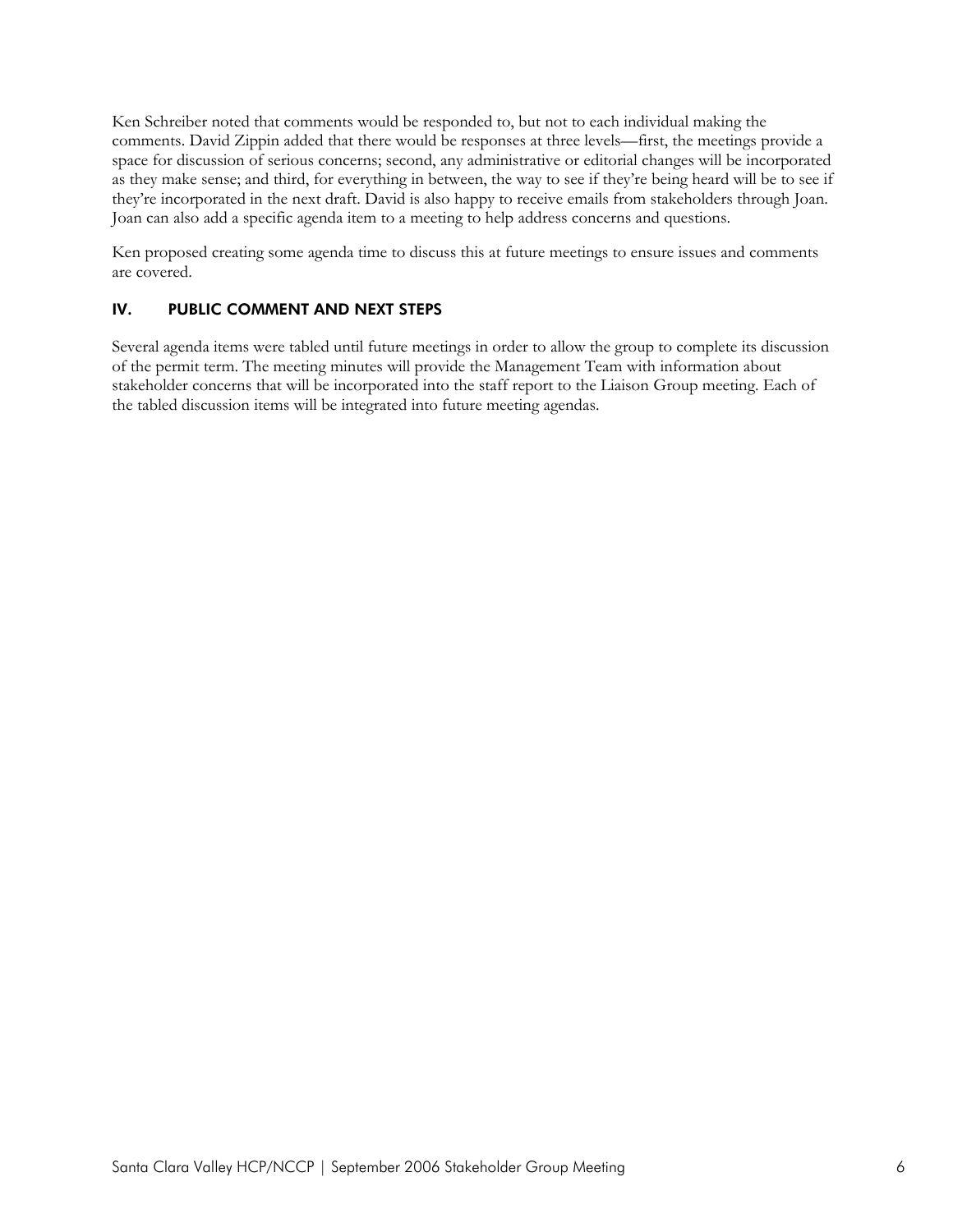Ken Schreiber noted that comments would be responded to, but not to each individual making the comments. David Zippin added that there would be responses at three levels—first, the meetings provide a space for discussion of serious concerns; second, any administrative or editorial changes will be incorporated as they make sense; and third, for everything in between, the way to see if they're being heard will be to see if they're incorporated in the next draft. David is also happy to receive emails from stakeholders through Joan. Joan can also add a specific agenda item to a meeting to help address concerns and questions.

Ken proposed creating some agenda time to discuss this at future meetings to ensure issues and comments are covered.

## IV. PUBLIC COMMENT AND NEXT STEPS

Several agenda items were tabled until future meetings in order to allow the group to complete its discussion of the permit term. The meeting minutes will provide the Management Team with information about stakeholder concerns that will be incorporated into the staff report to the Liaison Group meeting. Each of the tabled discussion items will be integrated into future meeting agendas.